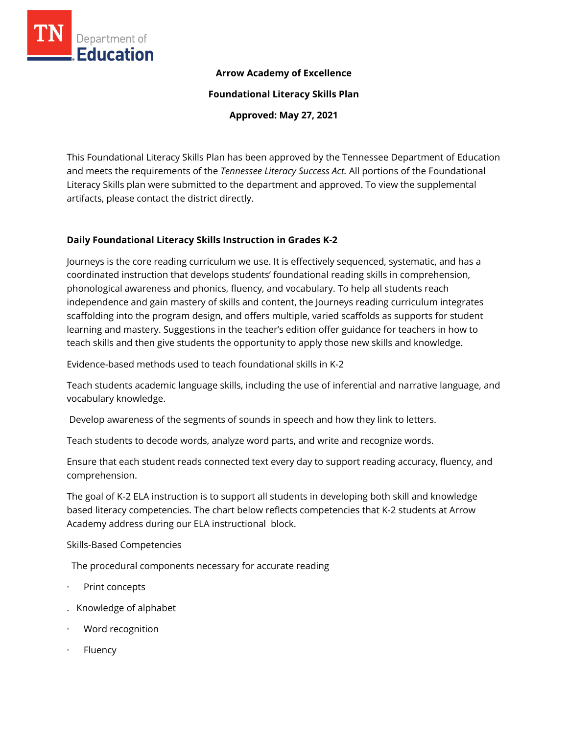**Arrow Academy of Excellence**

**Foundational Literacy Skills Plan**

**Approved: May 27, 2021**

This Foundational Literacy Skills Plan has been approved by the Tennessee Department of Education and meets the requirements of the *Tennessee Literacy Success Act.* All portions of the Foundational Literacy Skills plan were submitted to the department and approved. To view the supplemental artifacts, please contact the district directly.

## Daily Foundational Literacy Skills Instruction in Grades K-2

Journeys is the core reading curriculum we use. It is effectively sequenced, systematic, and has a coordinated instruction that develops students' foundational reading skills in comprehension, phonological awareness and phonics, fluency, and vocabulary. To help all students reach independence and gain mastery of skills and content, the Journeys reading curriculum integrates scaffolding into the program design, and offers multiple, varied scaffolds as supports for student learning and mastery. Suggestions in the teacher's edition offer guidance for teachers in how to teach skills and then give students the opportunity to apply those new skills and knowledge.

Evidence-based methods used to teach foundational skills in K-2

Teach students academic language skills, including the use of inferential and narrative language, and vocabulary knowledge.

Develop awareness of the segments of sounds in speech and how they link to letters.

Teach students to decode words, analyze word parts, and write and recognize words.

Ensure that each student reads connected text every day to support reading accuracy, fluency, and comprehension.

The goal of K-2 ELA instruction is to support all students in developing both skill and knowledge based literacy competencies. The chart below reflects competencies that K-2 students at Arrow Academy address during our ELA instructional block.

Skills-Based Competencies

The procedural components necessary for accurate reading

- Print concepts
- Knowledge of alphabet
- Word recognition
- Fluency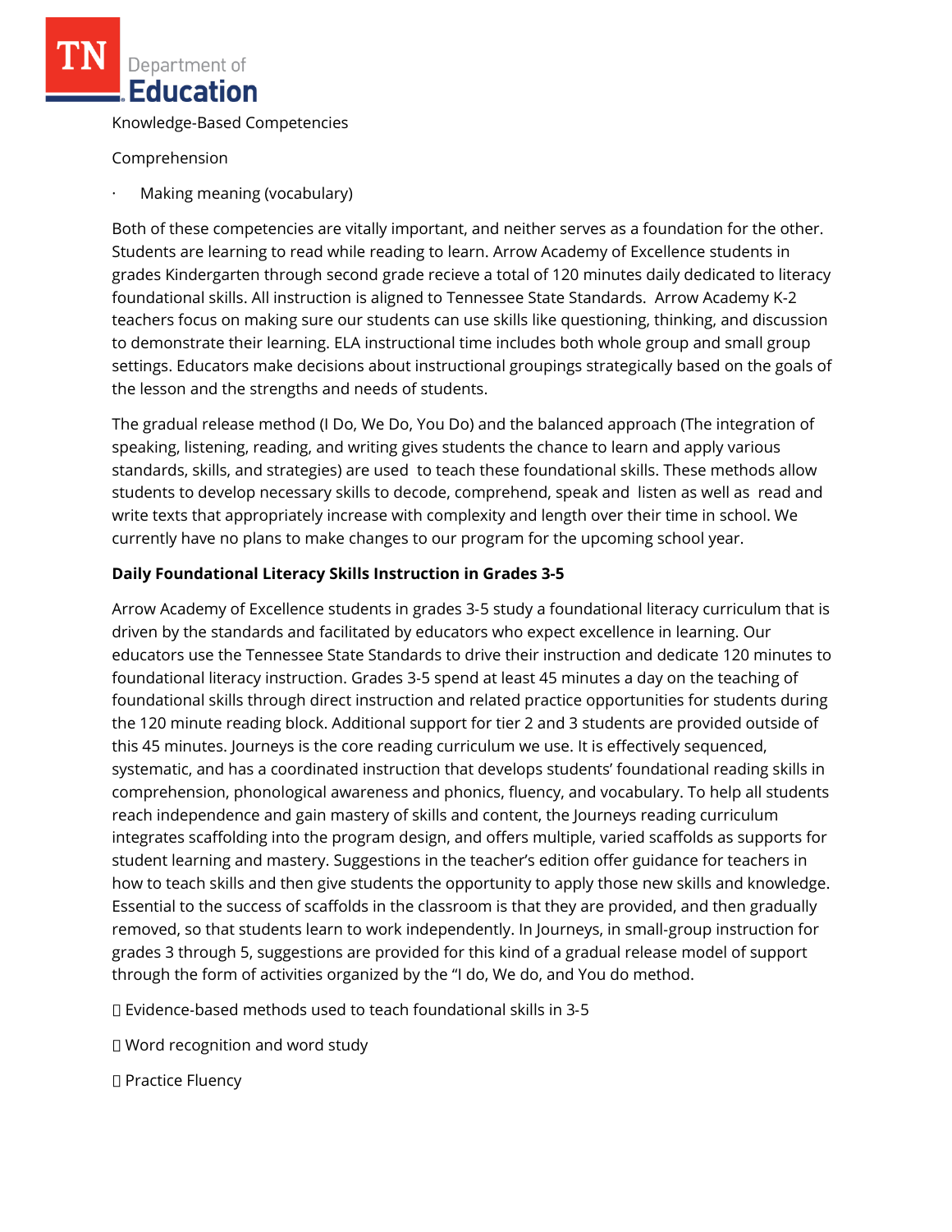Knowledge-Based Competencies

Comprehension

· Making meaning (vocabulary)

Both of these competencies are vitally important, and neither serves as a foundation for the other. Students are learning to read while reading to learn. Arrow Academy of Excellence students in grades Kindergarten through second grade recieve a total of 120 minutes daily dedicated to literacy foundational skills. All instruction is aligned to Tennessee State Standards. Arrow Academy K-2 teachers focus on making sure our students can use skills like questioning, thinking, and discussion to demonstrate their learning. ELA instructional time includes both whole group and small group settings. Educators make decisions about instructional groupings strategically based on the goals of the lesson and the strengths and needs of students.

The gradual release method (I Do, We Do, You Do) and the balanced approach (The integration of speaking, listening, reading, and writing gives students the chance to learn and apply various standards, skills, and strategies) are used to teach these foundational skills. These methods allow students to develop necessary skills to decode, comprehend, speak and listen as well as read and write texts that appropriately increase with complexity and length over their time in school. We currently have no plans to make changes to our program for the upcoming school year.

**Daily Foundational Literacy Skills Instruction in Grades 3-5**

Arrow Academy of Excellence students in grades 3-5 study a foundational literacy curriculum that is driven by the standards and facilitated by educators who expect excellence in learning. Our educators use the Tennessee State Standards to drive their instruction and dedicate 120 minutes to foundational literacy instruction. Grades 3-5 spend at least 45 minutes a day on the teaching of foundational skills through direct instruction and related practice opportunities for students during the 120 minute reading block. Additional support for tier 2 and 3 students are provided outside of this 45 minutes. Journeys is the core reading curriculum we use. It is effectively sequenced, systematic, and has a coordinated instruction that develops students' foundational reading skills in comprehension, phonological awareness and phonics, fluency, and vocabulary. To help all students reach independence and gain mastery of skills and content, the Journeys reading curriculum integrates scaffolding into the program design, and offers multiple, varied scaffolds as supports for student learning and mastery. Suggestions in the teacher's edition offer guidance for teachers in how to teach skills and then give students the opportunity to apply those new skills and knowledge. Essential to the success of scaffolds in the classroom is that they are provided, and then gradually removed, so that students learn to work independently. In Journeys, in small-group instruction for grades 3 through 5, suggestions are provided for this kind of a gradual release model of support through the form of activities organized by the "I do, We do, and You do method.

- Evidence-based methods used to teach foundational skills in 3-5
- Word recognition and word study
- Practice Fluency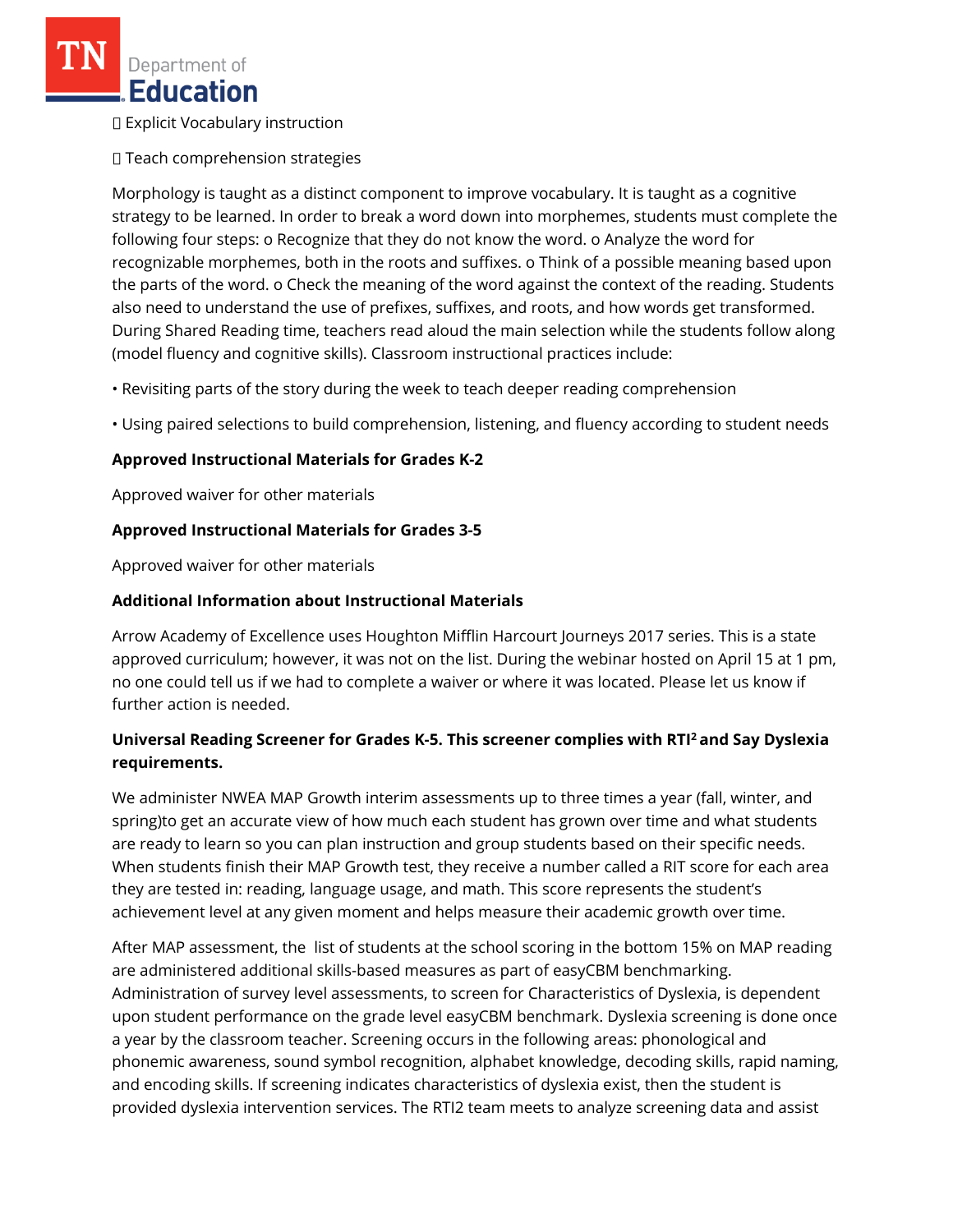- Explicit Vocabulary instruction

- Teach comprehension strategies

Morphology is taught as a distinct component to improve vocabulary. It is taught as a cognitive strategy to be learned. In order to break a word down into morphemes, students must complete the following four steps: o Recognize that they do not know the word. o Analyze the word for recognizable morphemes, both in the roots and suffixes. o Think of a possible meaning based upon the parts of the word. o Check the meaning of the word against the context of the reading. Students also need to understand the use of prefixes, suffixes, and roots, and how words get transformed. During Shared Reading time, teachers read aloud the main selection while the students follow along (model fluency and cognitive skills). Classroom instructional practices include:

• Revisiting parts of the story during the week to teach deeper reading comprehension

• Using paired selections to build comprehension, listening, and fluency according to student needs

**Approved Instructional Materials for Grades K-2**

Approved waiver for other materials

**Approved Instructional Materials for Grades 3-5**

Approved waiver for other materials

**Additional Information about Instructional Materials**

Arrow Academy of Excellence uses Houghton Mifflin Harcourt Journeys 2017 series. This is a state approved curriculum; however, it was not on the list. During the webinar hosted on April 15 at 1 pm, no one could tell us if we had to complete a waiver or where it was located. Please let us know if further action is needed.

**Universal Reading Screener for Grades K-5. This screener complies with RTI² and Say Dyslexia requirements.**

We administer NWEA MAP Growth interim assessments up to three times a year (fall, winter, and spring)to get an accurate view of how much each student has grown over time and what students are ready to learn so you can plan instruction and group students based on their specific needs. When students finish their MAP Growth test, they receive a number called a RIT score for each area they are tested in: reading, language usage, and math. This score represents the student's achievement level at any given moment and helps measure their academic growth over time.

After MAP assessment, the list of students at the school scoring in the bottom 15% on MAP reading are administered additional skills-based measures as part of easyCBM benchmarking. Administration of survey level assessments, to screen for Characteristics of Dyslexia, is dependent upon student performance on the grade level easyCBM benchmark. Dyslexia screening is done once a year by the classroom teacher. Screening occurs in the following areas: phonological and phonemic awareness, sound symbol recognition, alphabet knowledge, decoding skills, rapid naming, and encoding skills. If screening indicates characteristics of dyslexia exist, then the student is provided dyslexia intervention services. The RTI2 team meets to analyze screening data and assist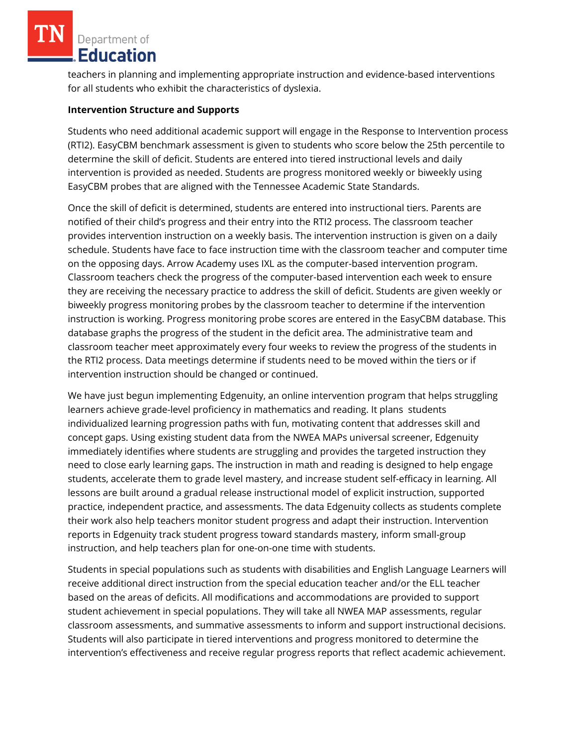teachers in planning and implementing appropriate instruction and evidence-based interventions for all students who exhibit the characteristics of dyslexia.

**Intervention Structure and Supports**

Students who need additional academic support will engage in the Response to Intervention process (RTI2). EasyCBM benchmark assessment is given to students who score below the 25th percentile to determine the skill of deficit. Students are entered into tiered instructional levels and daily intervention is provided as needed. Students are progress monitored weekly or biweekly using EasyCBM probes that are aligned with the Tennessee Academic State Standards.

Once the skill of deficit is determined, students are entered into instructional tiers. Parents are notified of their child's progress and their entry into the RTI2 process. The classroom teacher provides intervention instruction on a weekly basis. The intervention instruction is given on a daily schedule. Students have face to face instruction time with the classroom teacher and computer time on the opposing days. Arrow Academy uses IXL as the computer-based intervention program. Classroom teachers check the progress of the computer-based intervention each week to ensure they are receiving the necessary practice to address the skill of deficit. Students are given weekly or biweekly progress monitoring probes by the classroom teacher to determine if the intervention instruction is working. Progress monitoring probe scores are entered in the EasyCBM database. This database graphs the progress of the student in the deficit area. The administrative team and classroom teacher meet approximately every four weeks to review the progress of the students in the RTI2 process. Data meetings determine if students need to be moved within the tiers or if intervention instruction should be changed or continued.

We have just begun implementing Edgenuity, an online intervention program that helps struggling learners achieve grade-level proficiency in mathematics and reading. It plans students individualized learning progression paths with fun, motivating content that addresses skill and concept gaps. Using existing student data from the NWEA MAPs universal screener, Edgenuity immediately identifies where students are struggling and provides the targeted instruction they need to close early learning gaps. The instruction in math and reading is designed to help engage students, accelerate them to grade level mastery, and increase student self-efficacy in learning. All lessons are built around a gradual release instructional model of explicit instruction, supported practice, independent practice, and assessments. The data Edgenuity collects as students complete their work also help teachers monitor student progress and adapt their instruction. Intervention reports in Edgenuity track student progress toward standards mastery, inform small-group instruction, and help teachers plan for one-on-one time with students.

Students in special populations such as students with disabilities and English Language Learners will receive additional direct instruction from the special education teacher and/or the ELL teacher based on the areas of deficits. All modifications and accommodations are provided to support student achievement in special populations. They will take all NWEA MAP assessments, regular classroom assessments, and summative assessments to inform and support instructional decisions. Students will also participate in tiered interventions and progress monitored to determine the intervention's effectiveness and receive regular progress reports that reflect academic achievement.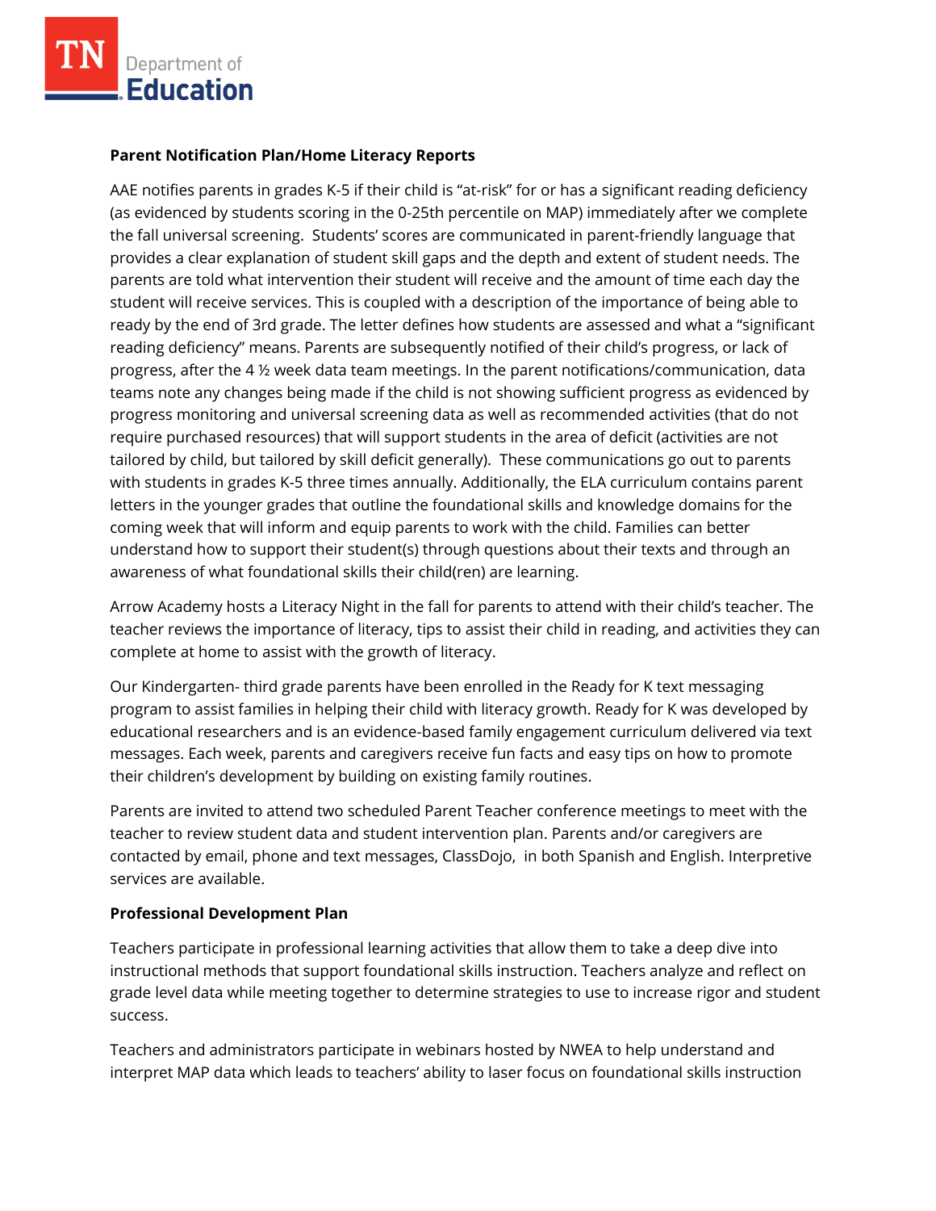**Parent Notification Plan/Home Literacy Reports**

AAE notifies parents in grades K-5 if their child is "at-risk" for or has a significant reading deficiency (as evidenced by students scoring in the 0-25th percentile on MAP) immediately after we complete the fall universal screening. Students' scores are communicated in parent-friendly language that provides a clear explanation of student skill gaps and the depth and extent of student needs. The parents are told what intervention their student will receive and the amount of time each day the student will receive services. This is coupled with a description of the importance of being able to ready by the end of 3rd grade. The letter defines how students are assessed and what a "significant reading deficiency" means. Parents are subsequently notified of their child's progress, or lack of progress, after the 4 ½ week data team meetings. In the parent notifications/communication, data teams note any changes being made if the child is not showing sufficient progress as evidenced by progress monitoring and universal screening data as well as recommended activities (that do not require purchased resources) that will support students in the area of deficit (activities are not tailored by child, but tailored by skill deficit generally). These communications go out to parents with students in grades K-5 three times annually. Additionally, the ELA curriculum contains parent letters in the younger grades that outline the foundational skills and knowledge domains for the coming week that will inform and equip parents to work with the child. Families can better understand how to support their student(s) through questions about their texts and through an awareness of what foundational skills their child(ren) are learning.

Arrow Academy hosts a Literacy Night in the fall for parents to attend with their child's teacher. The teacher reviews the importance of literacy, tips to assist their child in reading, and activities they can complete at home to assist with the growth of literacy.

Our Kindergarten- third grade parents have been enrolled in the Ready for K text messaging program to assist families in helping their child with literacy growth. Ready for K was developed by educational researchers and is an evidence-based family engagement curriculum delivered via text messages. Each week, parents and caregivers receive fun facts and easy tips on how to promote their children's development by building on existing family routines.

Parents are invited to attend two scheduled Parent Teacher conference meetings to meet with the teacher to review student data and student intervention plan. Parents and/or caregivers are contacted by email, phone and text messages, ClassDojo, in both Spanish and English. Interpretive services are available.

**Professional Development Plan**

Teachers participate in professional learning activities that allow them to take a deep dive into instructional methods that support foundational skills instruction. Teachers analyze and reflect on grade level data while meeting together to determine strategies to use to increase rigor and student success.

Teachers and administrators participate in webinars hosted by NWEA to help understand and interpret MAP data which leads to teachers' ability to laser focus on foundational skills instruction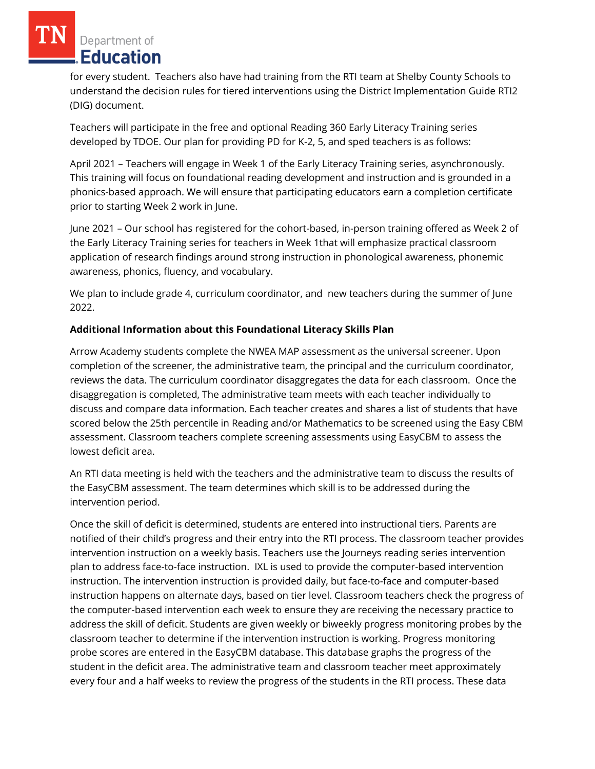for every student. Teachers also have had training from the RTI team at Shelby County Schools to understand the decision rules for tiered interventions using the District Implementation Guide RTI2 (DIG) document.

Teachers will participate in the free and optional Reading 360 Early Literacy Training series developed by TDOE. Our plan for providing PD for K-2, 5, and sped teachers is as follows:

April 2021 – Teachers will engage in Week 1 of the Early Literacy Training series, asynchronously. This training will focus on foundational reading development and instruction and is grounded in a phonics-based approach. We will ensure that participating educators earn a completion certificate prior to starting Week 2 work in June.

June 2021 – Our school has registered for the cohort-based, in-person training offered as Week 2 of the Early Literacy Training series for teachers in Week 1that will emphasize practical classroom application of research findings around strong instruction in phonological awareness, phonemic awareness, phonics, fluency, and vocabulary.

We plan to include grade 4, curriculum coordinator, and new teachers during the summer of June 2022.

**Additional Information about this Foundational Literacy Skills Plan**

Arrow Academy students complete the NWEA MAP assessment as the universal screener. Upon completion of the screener, the administrative team, the principal and the curriculum coordinator, reviews the data. The curriculum coordinator disaggregates the data for each classroom. Once the disaggregation is completed, The administrative team meets with each teacher individually to discuss and compare data information. Each teacher creates and shares a list of students that have scored below the 25th percentile in Reading and/or Mathematics to be screened using the Easy CBM assessment. Classroom teachers complete screening assessments using EasyCBM to assess the lowest deficit area.

An RTI data meeting is held with the teachers and the administrative team to discuss the results of the EasyCBM assessment. The team determines which skill is to be addressed during the intervention period.

Once the skill of deficit is determined, students are entered into instructional tiers. Parents are notified of their child's progress and their entry into the RTI process. The classroom teacher provides intervention instruction on a weekly basis. Teachers use the Journeys reading series intervention plan to address face-to-face instruction. IXL is used to provide the computer-based intervention instruction. The intervention instruction is provided daily, but face-to-face and computer-based instruction happens on alternate days, based on tier level. Classroom teachers check the progress of the computer-based intervention each week to ensure they are receiving the necessary practice to address the skill of deficit. Students are given weekly or biweekly progress monitoring probes by the classroom teacher to determine if the intervention instruction is working. Progress monitoring probe scores are entered in the EasyCBM database. This database graphs the progress of the student in the deficit area. The administrative team and classroom teacher meet approximately every four and a half weeks to review the progress of the students in the RTI process. These data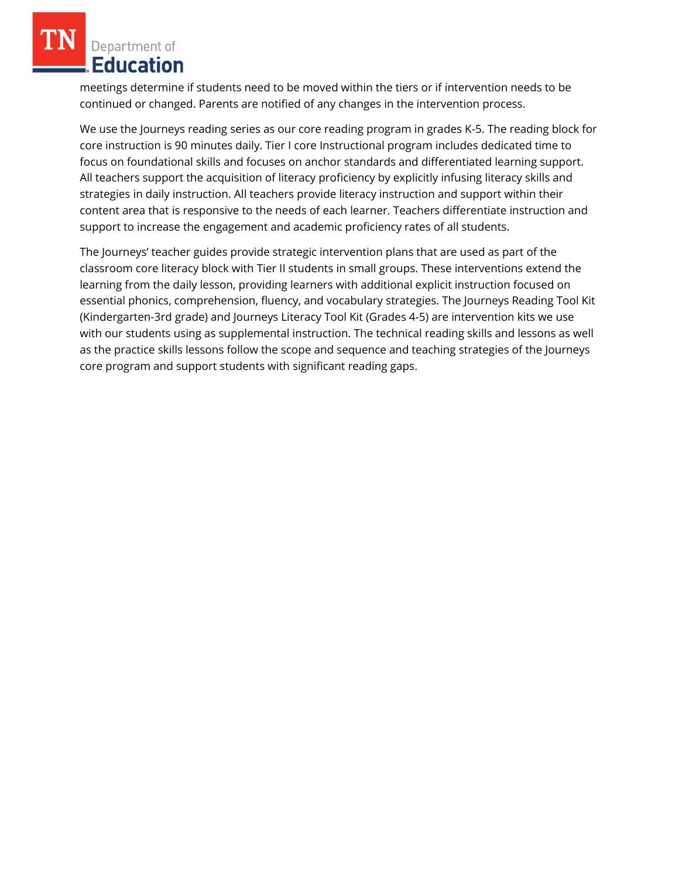meetings determine if students need to be moved within the tiers or if intervention needs to be continued or changed. Parents are notified of any changes in the intervention process.

We use the Journeys reading series as our core reading program in grades K-5. The reading block for core instruction is 90 minutes daily. Tier I core Instructional program includes dedicated time to focus on foundational skills and focuses on anchor standards and differentiated learning support. All teachers support the acquisition of literacy proficiency by explicitly infusing literacy skills and strategies in daily instruction. All teachers provide literacy instruction and support within their content area that is responsive to the needs of each learner. Teachers differentiate instruction and support to increase the engagement and academic proficiency rates of all students.

The Journeys' teacher guides provide strategic intervention plans that are used as part of the classroom core literacy block with Tier II students in small groups. These interventions extend the learning from the daily lesson, providing learners with additional explicit instruction focused on essential phonics, comprehension, fluency, and vocabulary strategies. The Journeys Reading Tool Kit (Kindergarten-3rd grade) and Journeys Literacy Tool Kit (Grades 4-5) are intervention kits we use with our students using as supplemental instruction. The technical reading skills and lessons as well as the practice skills lessons follow the scope and sequence and teaching strategies of the Journeys core program and support students with significant reading gaps.